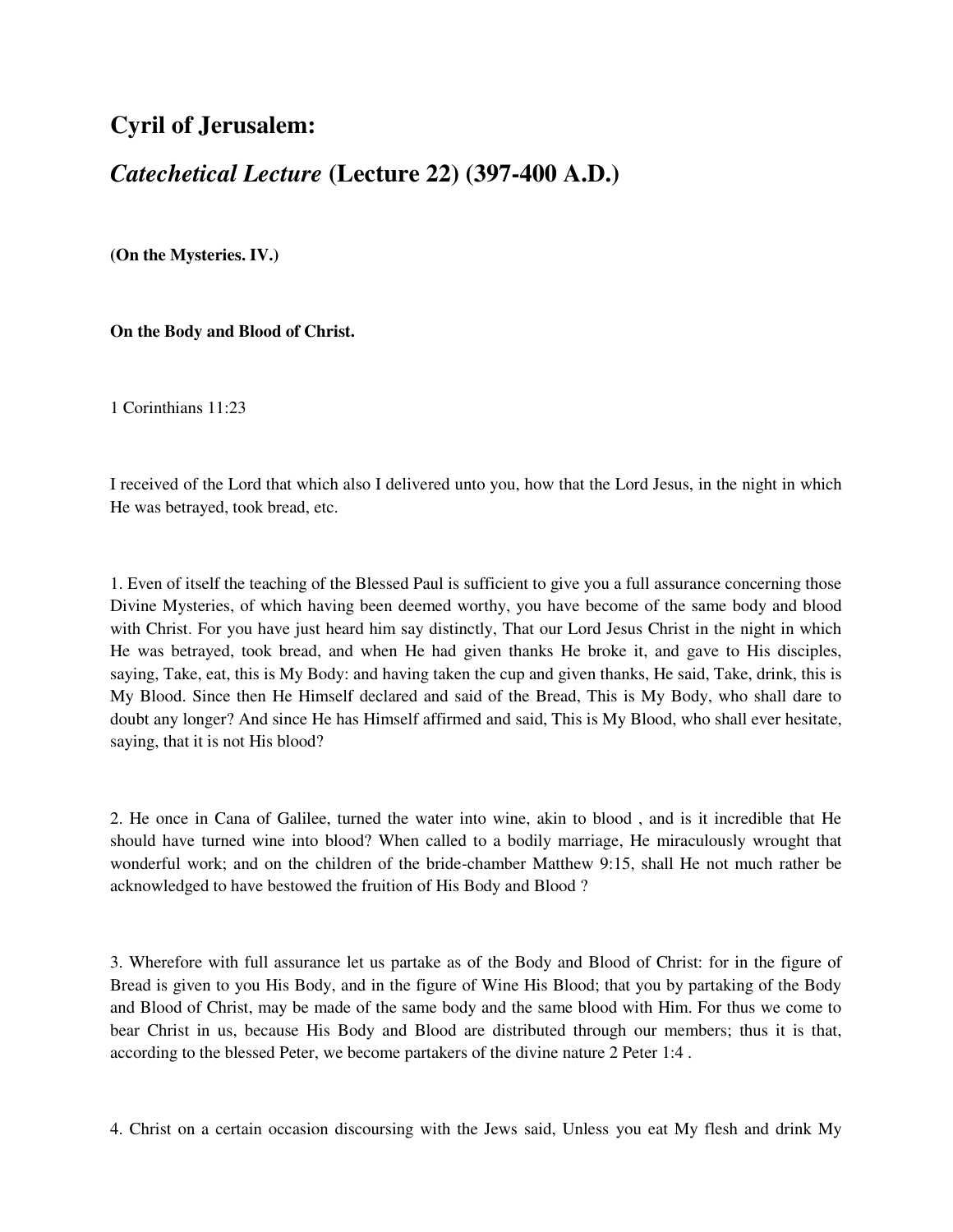## Cyril of Jerusalem:

## *Catechetical Lecture* (Lecture 22) (397-400 A.D.)

**(On the Mysteries. IV.)**

**On the Body and Blood of Christ.**

1 Corinthians 11:23

I received of the Lord that which also I delivered unto you, how that the Lord Jesus, in the night in which He was betrayed, took bread, etc.

1. Even of itself the teaching of the Blessed Paul is sufficient to give you a full assurance concerning those Divine Mysteries, of which having been deemed worthy, you have become of the same body and blood with Christ. For you have just heard him say distinctly, That our Lord Jesus Christ in the night in which He was betrayed, took bread, and when He had given thanks He broke it, and gave to His disciples, saying, Take, eat, this is My Body: and having taken the cup and given thanks, He said, Take, drink, this is My Blood. Since then He Himself declared and said of the Bread, This is My Body, who shall dare to doubt any longer? And since He has Himself affirmed and said, This is My Blood, who shall ever hesitate, saying, that it is not His blood?

2. He once in Cana of Galilee, turned the water into wine, akin to blood , and is it incredible that He should have turned wine into blood? When called to a bodily marriage, He miraculously wrought that wonderful work; and on the children of the bride-chamber Matthew 9:15, shall He not much rather be acknowledged to have bestowed the fruition of His Body and Blood ?

3. Wherefore with full assurance let us partake as of the Body and Blood of Christ: for in the figure of Bread is given to you His Body, and in the figure of Wine His Blood; that you by partaking of the Body and Blood of Christ, may be made of the same body and the same blood with Him. For thus we come to bear Christ in us, because His Body and Blood are distributed through our members; thus it is that, according to the blessed Peter, we become partakers of the divine nature 2 Peter 1:4 .

4. Christ on a certain occasion discoursing with the Jews said, Unless you eat My flesh and drink My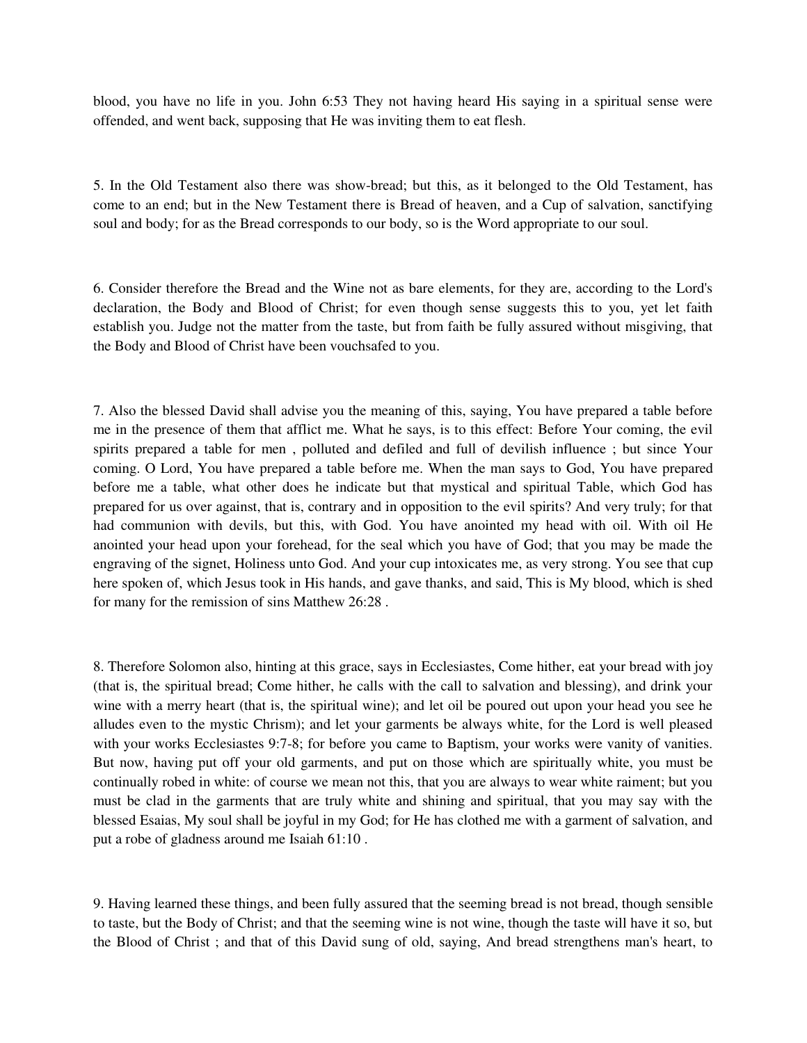blood, you have no life in you. John 6:53 They not having heard His saying in a spiritual sense were offended, and went back, supposing that He was inviting them to eat flesh.

5. In the Old Testament also there was show-bread; but this, as it belonged to the Old Testament, has come to an end; but in the New Testament there is Bread of heaven, and a Cup of salvation, sanctifying soul and body; for as the Bread corresponds to our body, so is the Word appropriate to our soul.

6. Consider therefore the Bread and the Wine not as bare elements, for they are, according to the Lord's declaration, the Body and Blood of Christ; for even though sense suggests this to you, yet let faith establish you. Judge not the matter from the taste, but from faith be fully assured without misgiving, that the Body and Blood of Christ have been vouchsafed to you.

7. Also the blessed David shall advise you the meaning of this, saying, You have prepared a table before me in the presence of them that afflict me. What he says, is to this effect: Before Your coming, the evil spirits prepared a table for men , polluted and defiled and full of devilish influence ; but since Your coming. O Lord, You have prepared a table before me. When the man says to God, You have prepared before me a table, what other does he indicate but that mystical and spiritual Table, which God has prepared for us over against, that is, contrary and in opposition to the evil spirits? And very truly; for that had communion with devils, but this, with God. You have anointed my head with oil. With oil He anointed your head upon your forehead, for the seal which you have of God; that you may be made the engraving of the signet, Holiness unto God. And your cup intoxicates me, as very strong. You see that cup here spoken of, which Jesus took in His hands, and gave thanks, and said, This is My blood, which is shed for many for the remission of sins Matthew 26:28 .

8. Therefore Solomon also, hinting at this grace, says in Ecclesiastes, Come hither, eat your bread with joy (that is, the spiritual bread; Come hither, he calls with the call to salvation and blessing), and drink your wine with a merry heart (that is, the spiritual wine); and let oil be poured out upon your head you see he alludes even to the mystic Chrism); and let your garments be always white, for the Lord is well pleased with your works Ecclesiastes 9:7-8; for before you came to Baptism, your works were vanity of vanities. But now, having put off your old garments, and put on those which are spiritually white, you must be continually robed in white: of course we mean not this, that you are always to wear white raiment; but you must be clad in the garments that are truly white and shining and spiritual, that you may say with the blessed Esaias, My soul shall be joyful in my God; for He has clothed me with a garment of salvation, and put a robe of gladness around me Isaiah 61:10 .

9. Having learned these things, and been fully assured that the seeming bread is not bread, though sensible to taste, but the Body of Christ; and that the seeming wine is not wine, though the taste will have it so, but the Blood of Christ ; and that of this David sung of old, saying, And bread strengthens man's heart, to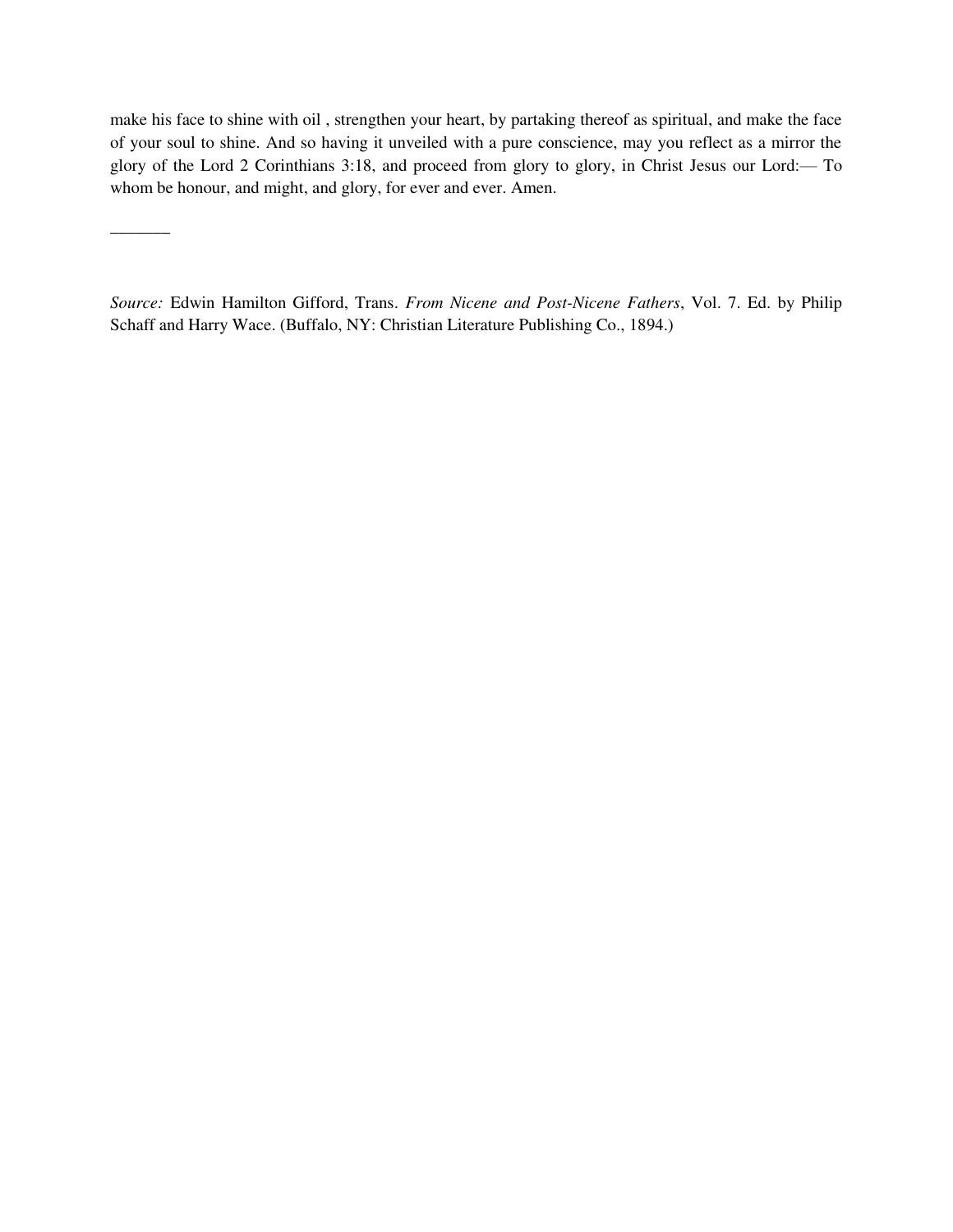make his face to shine with oil , strengthen your heart, by partaking thereof as spiritual, and make the face of your soul to shine. And so having it unveiled with a pure conscience, may you reflect as a mirror the glory of the Lord 2 Corinthians 3:18, and proceed from glory to glory, in Christ Jesus our Lord:— To whom be honour, and might, and glory, for ever and ever. Amen.

_______

*Source:* Edwin Hamilton Gifford, Trans. *From Nicene and Post-Nicene Fathers*, Vol. 7. Ed. by Philip Schaff and Harry Wace. (Buffalo, NY: Christian Literature Publishing Co., 1894.)